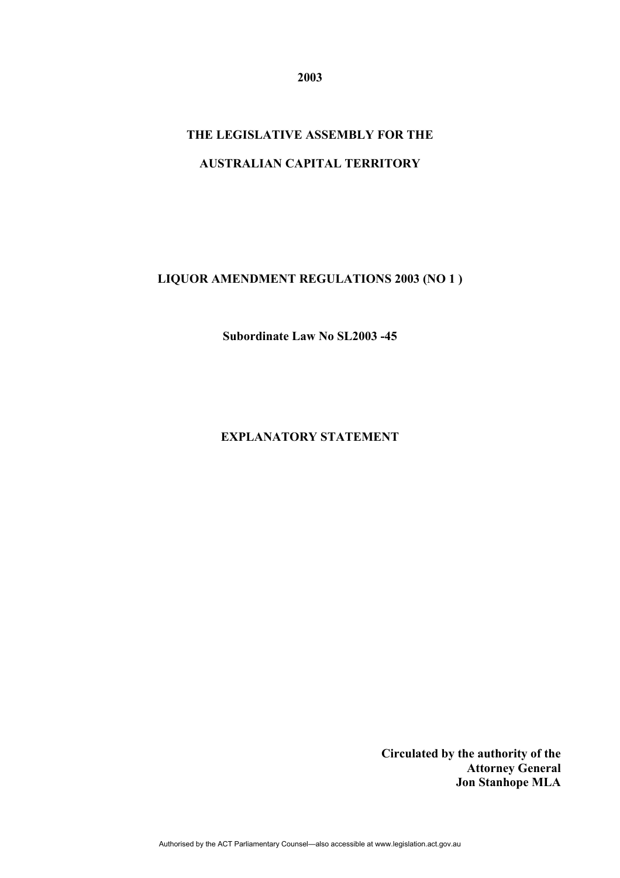**2003**

**THE LEGISLATIVE ASSEMBLY FOR THE**

**AUSTRALIAN CAPITAL TERRITORY**

# LIQUOR AMENDMENT REGULATIONS 2003 (NO 1 )

**Subordinate Law No SL2003 -45**

## EXPLANATORY STATEMENT

**Circulated by the authority of the**
**Attorney General**
**Jon Stanhope MLA**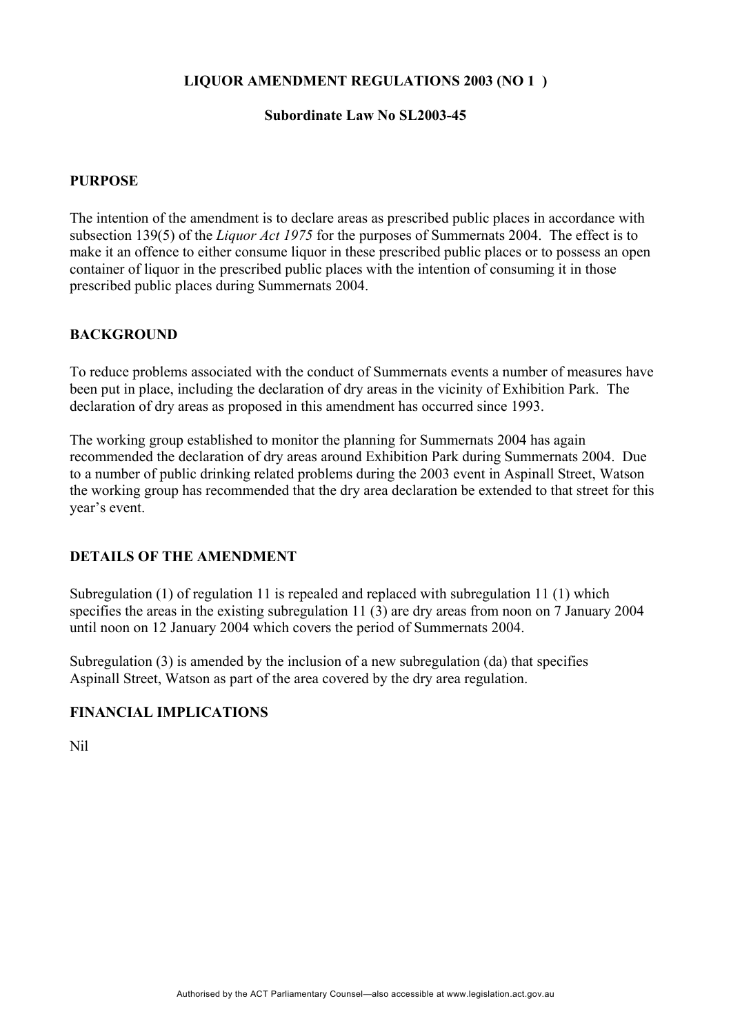**LIQUOR AMENDMENT REGULATIONS 2003 (NO 1 )**

**Subordinate Law No SL2003-45**

**PURPOSE**

The intention of the amendment is to declare areas as prescribed public places in accordance with subsection 139(5) of the *Liquor Act 1975* for the purposes of Summernats 2004. The effect is to make it an offence to either consume liquor in these prescribed public places or to possess an open container of liquor in the prescribed public places with the intention of consuming it in those prescribed public places during Summernats 2004.

**BACKGROUND**

To reduce problems associated with the conduct of Summernats events a number of measures have been put in place, including the declaration of dry areas in the vicinity of Exhibition Park. The declaration of dry areas as proposed in this amendment has occurred since 1993.

The working group established to monitor the planning for Summernats 2004 has again recommended the declaration of dry areas around Exhibition Park during Summernats 2004. Due to a number of public drinking related problems during the 2003 event in Aspinall Street, Watson the working group has recommended that the dry area declaration be extended to that street for this year's event.

**DETAILS OF THE AMENDMENT**

Subregulation (1) of regulation 11 is repealed and replaced with subregulation 11 (1) which specifies the areas in the existing subregulation 11 (3) are dry areas from noon on 7 January 2004 until noon on 12 January 2004 which covers the period of Summernats 2004.

Subregulation (3) is amended by the inclusion of a new subregulation (da) that specifies Aspinall Street, Watson as part of the area covered by the dry area regulation.

**FINANCIAL IMPLICATIONS**

Nil